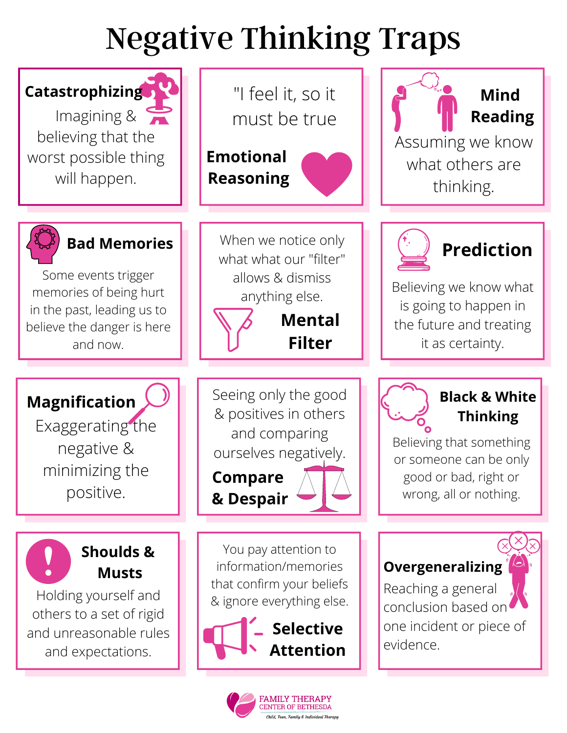# Negative Thinking Traps

### Catastrophizing

Imagining & believing that the worst possible thing will happen.

### Emotional Reasoning

"I feel it, so it must be true

### Mind Reading

Assuming we know what others are thinking.

### Bad Memories

Some events trigger memories of being hurt in the past, leading us to believe the danger is here and now.

### Mental Filter

When we notice only what what our "filter" allows & dismiss anything else.

### Prediction

Believing we know what is going to happen in the future and treating it as certainty.

### Magnification

Exaggerating the negative & minimizing the positive.

### Compare & Despair

Seeing only the good & positives in others and comparing ourselves negatively.

### Black & White Thinking

Believing that something or someone can be only good or bad, right or wrong, all or nothing.

### Shoulds & Musts

Holding yourself and others to a set of rigid and unreasonable rules and expectations.

### Selective Attention

You pay attention to information/memories that confirm your beliefs & ignore everything else.

### Overgeneralizing

Reaching a general conclusion based on one incident or piece of evidence.

FAMILY THERAPY CENTER OF BETHESDA
Child, Teen, Family & Individual Therapy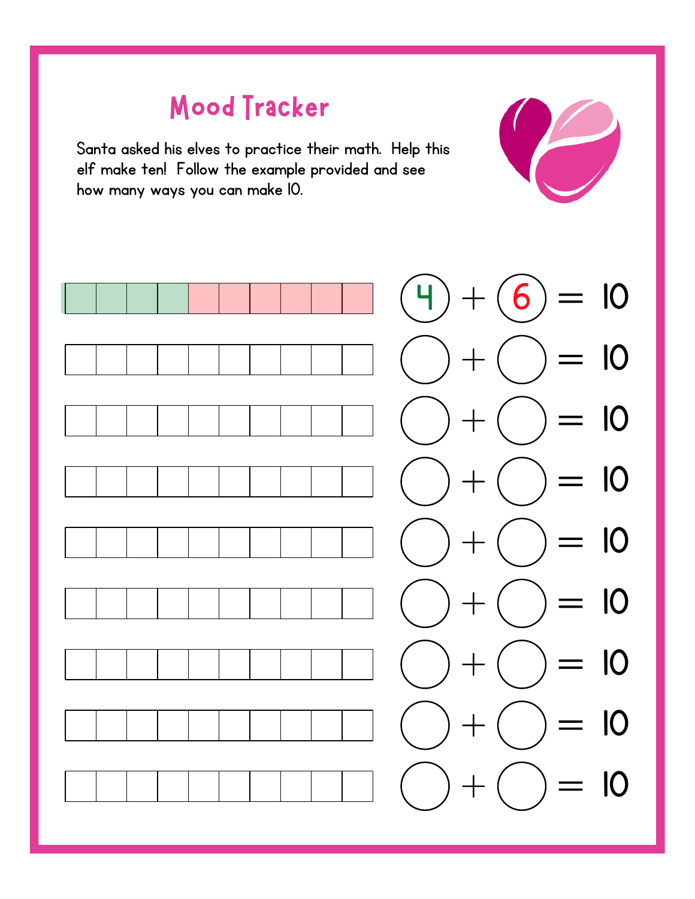# Mood Tracker

Santa asked his elves to practice their math. Help this elf make ten! Follow the example provided and see how many ways you can make 10.

4 + 6 = 10

\_\_ + \_\_ = 10

\_\_ + \_\_ = 10

\_\_ + \_\_ = 10

\_\_ + \_\_ = 10

\_\_ + \_\_ = 10

\_\_ + \_\_ = 10

\_\_ + \_\_ = 10

\_\_ + \_\_ = 10